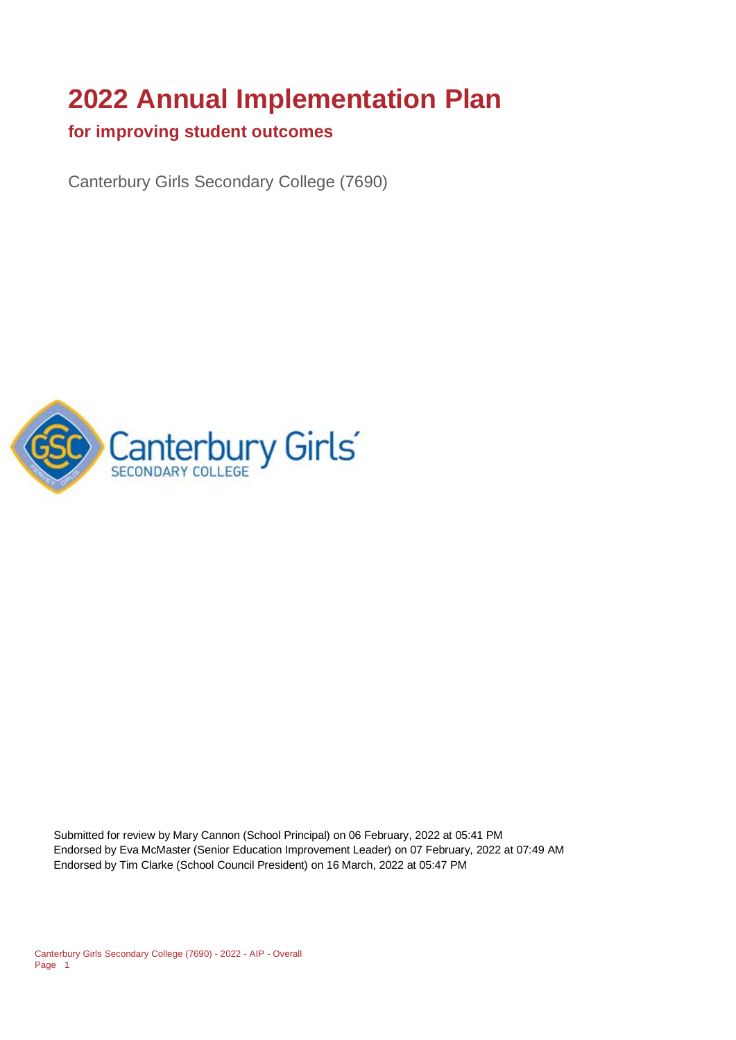# 2022 Annual Implementation Plan

## for improving student outcomes

Canterbury Girls Secondary College (7690)

Submitted for review by Mary Cannon (School Principal) on 06 February, 2022 at 05:41 PM
Endorsed by Eva McMaster (Senior Education Improvement Leader) on 07 February, 2022 at 07:49 AM
Endorsed by Tim Clarke (School Council President) on 16 March, 2022 at 05:47 PM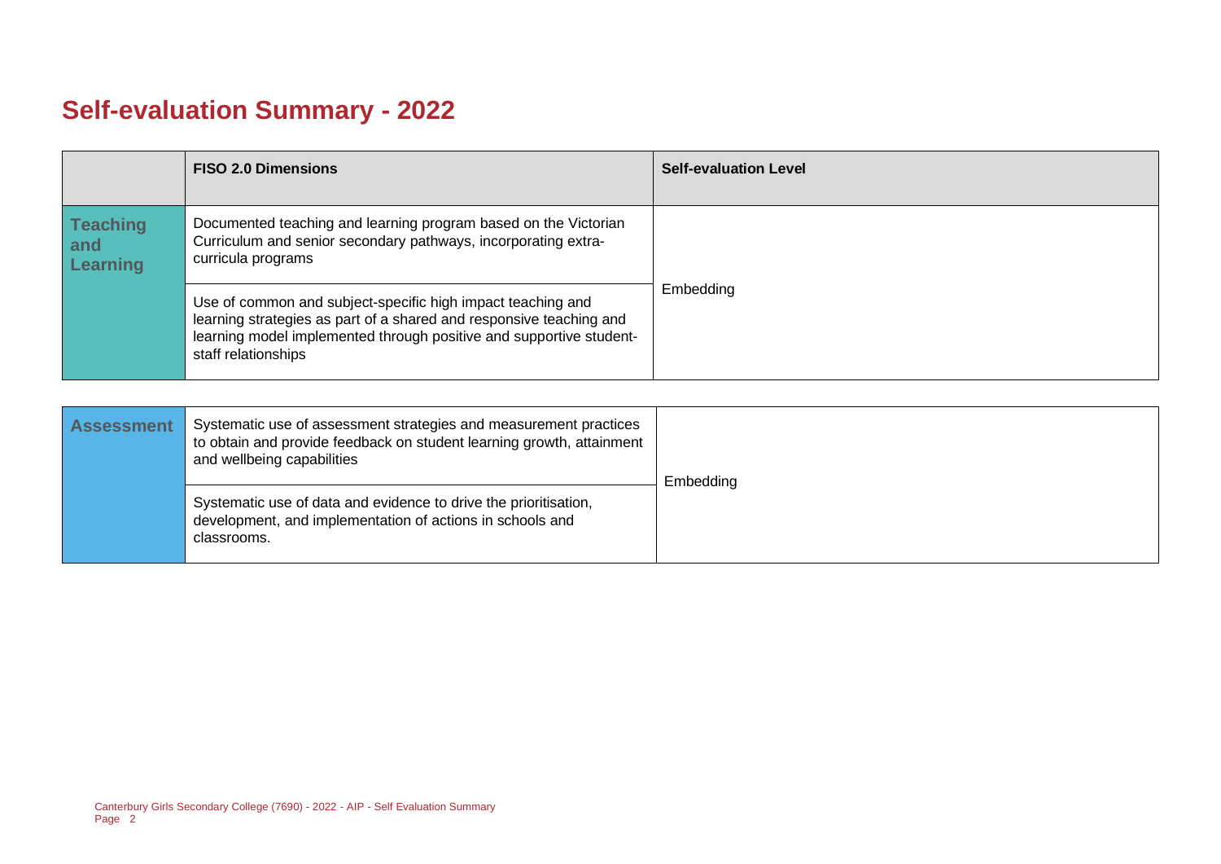# Self-evaluation Summary - 2022

| | FISO 2.0 Dimensions | Self-evaluation Level |
|---|---|---|
| **Teaching and Learning** | Documented teaching and learning program based on the Victorian Curriculum and senior secondary pathways, incorporating extra-curricula programs | Embedding |
| | Use of common and subject-specific high impact teaching and learning strategies as part of a shared and responsive teaching and learning model implemented through positive and supportive student-staff relationships | |

| | | |
|---|---|---|
| **Assessment** | Systematic use of assessment strategies and measurement practices to obtain and provide feedback on student learning growth, attainment and wellbeing capabilities | Embedding |
| | Systematic use of data and evidence to drive the prioritisation, development, and implementation of actions in schools and classrooms. | |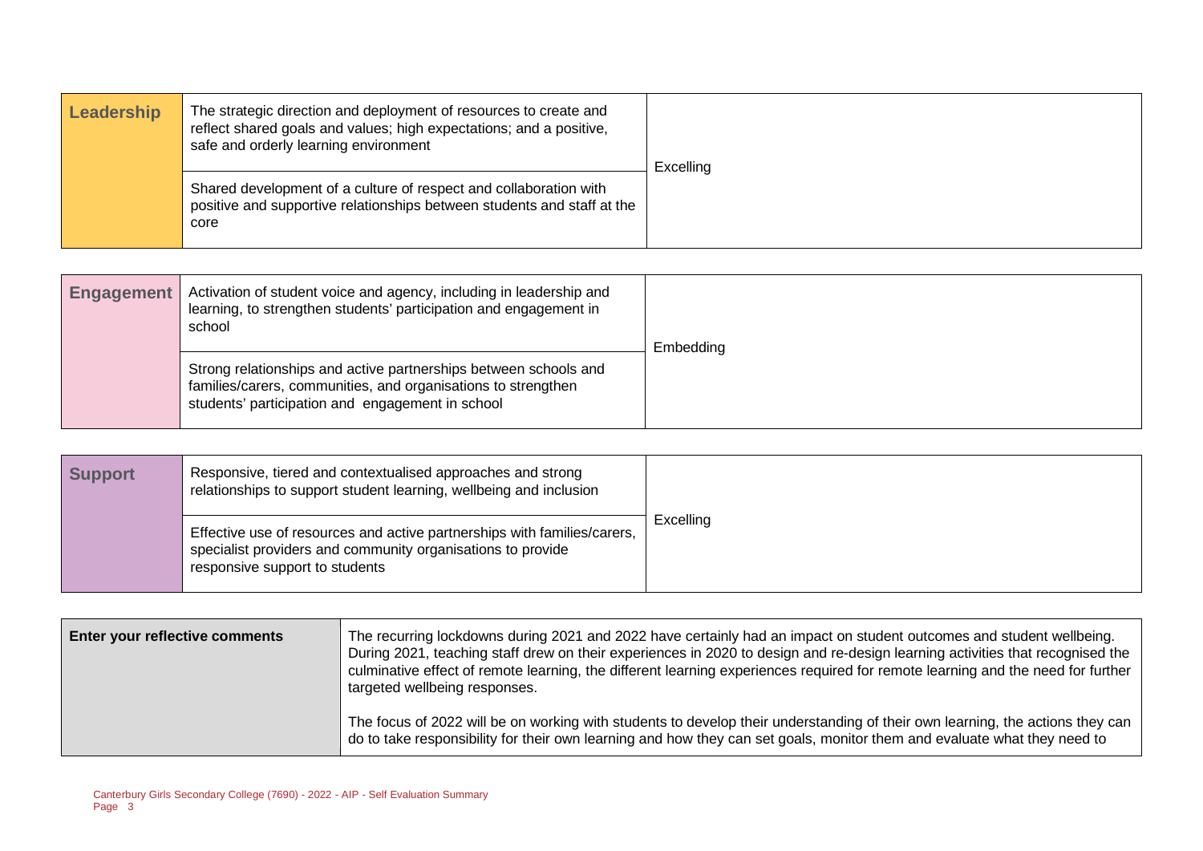| | | |
|---|---|---|
| **Leadership** | The strategic direction and deployment of resources to create and reflect shared goals and values; high expectations; and a positive, safe and orderly learning environment | Excelling |
| | Shared development of a culture of respect and collaboration with positive and supportive relationships between students and staff at the core | |

| | | |
|---|---|---|
| **Engagement** | Activation of student voice and agency, including in leadership and learning, to strengthen students' participation and engagement in school | Embedding |
| | Strong relationships and active partnerships between schools and families/carers, communities, and organisations to strengthen students' participation and engagement in school | |

| | | |
|---|---|---|
| **Support** | Responsive, tiered and contextualised approaches and strong relationships to support student learning, wellbeing and inclusion | Excelling |
| | Effective use of resources and active partnerships with families/carers, specialist providers and community organisations to provide responsive support to students | |

| | |
|---|---|
| **Enter your reflective comments** | The recurring lockdowns during 2021 and 2022 have certainly had an impact on student outcomes and student wellbeing. During 2021, teaching staff drew on their experiences in 2020 to design and re-design learning activities that recognised the culminative effect of remote learning, the different learning experiences required for remote learning and the need for further targeted wellbeing responses.<br><br>The focus of 2022 will be on working with students to develop their understanding of their own learning, the actions they can do to take responsibility for their own learning and how they can set goals, monitor them and evaluate what they need to |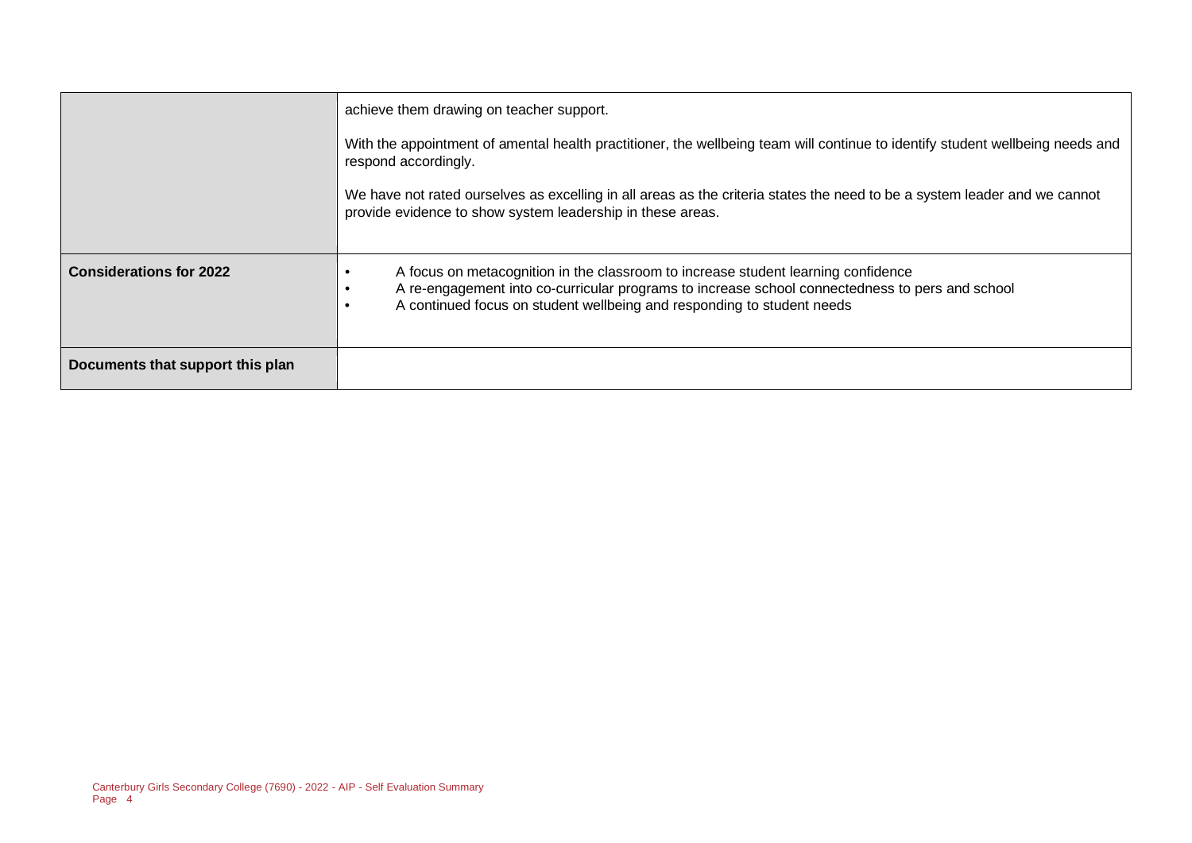|  |  |
|---|---|
|  | achieve them drawing on teacher support.<br><br>With the appointment of amental health practitioner, the wellbeing team will continue to identify student wellbeing needs and respond accordingly.<br><br>We have not rated ourselves as excelling in all areas as the criteria states the need to be a system leader and we cannot provide evidence to show system leadership in these areas. |
| **Considerations for 2022** | • A focus on metacognition in the classroom to increase student learning confidence<br>• A re-engagement into co-curricular programs to increase school connectedness to pers and school<br>• A continued focus on student wellbeing and responding to student needs |
| **Documents that support this plan** |  |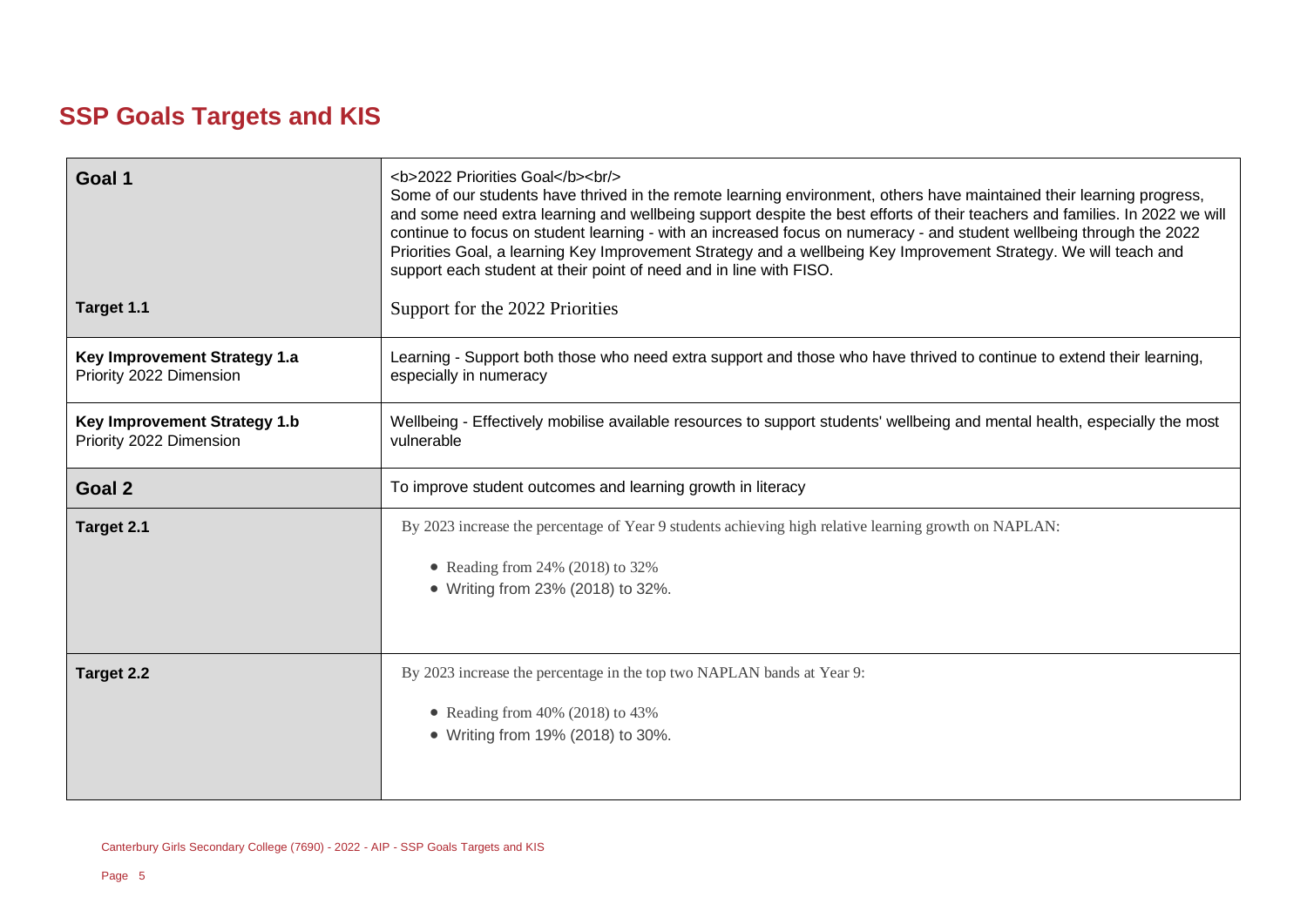# SSP Goals Targets and KIS

| | |
|---|---|
| **Goal 1** | <b>2022 Priorities Goal</b><br/> Some of our students have thrived in the remote learning environment, others have maintained their learning progress, and some need extra learning and wellbeing support despite the best efforts of their teachers and families. In 2022 we will continue to focus on student learning - with an increased focus on numeracy - and student wellbeing through the 2022 Priorities Goal, a learning Key Improvement Strategy and a wellbeing Key Improvement Strategy. We will teach and support each student at their point of need and in line with FISO. |
| **Target 1.1** | Support for the 2022 Priorities |
| **Key Improvement Strategy 1.a** Priority 2022 Dimension | Learning - Support both those who need extra support and those who have thrived to continue to extend their learning, especially in numeracy |
| **Key Improvement Strategy 1.b** Priority 2022 Dimension | Wellbeing - Effectively mobilise available resources to support students' wellbeing and mental health, especially the most vulnerable |
| **Goal 2** | To improve student outcomes and learning growth in literacy |
| **Target 2.1** | By 2023 increase the percentage of Year 9 students achieving high relative learning growth on NAPLAN: <br>• Reading from 24% (2018) to 32% <br>• Writing from 23% (2018) to 32%. |
| **Target 2.2** | By 2023 increase the percentage in the top two NAPLAN bands at Year 9: <br>• Reading from 40% (2018) to 43% <br>• Writing from 19% (2018) to 30%. |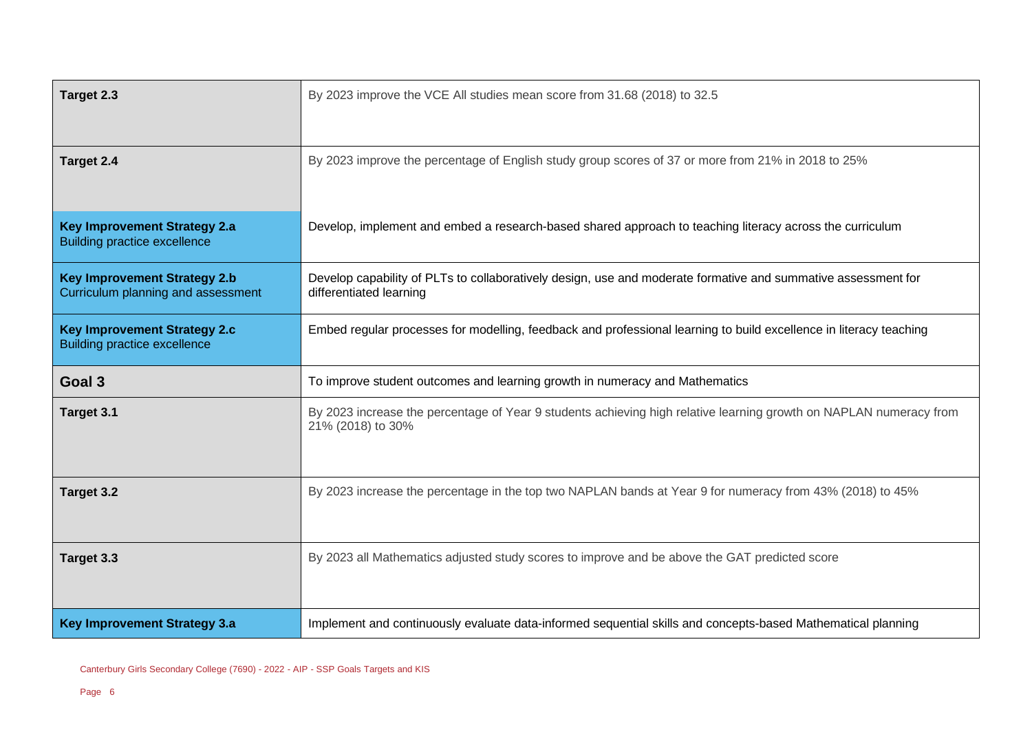| | |
|---|---|
| **Target 2.3** | By 2023 improve the VCE All studies mean score from 31.68 (2018) to 32.5 |
| **Target 2.4** | By 2023 improve the percentage of English study group scores of 37 or more from 21% in 2018 to 25% |
| **Key Improvement Strategy 2.a**<br>Building practice excellence | Develop, implement and embed a research-based shared approach to teaching literacy across the curriculum |
| **Key Improvement Strategy 2.b**<br>Curriculum planning and assessment | Develop capability of PLTs to collaboratively design, use and moderate formative and summative assessment for differentiated learning |
| **Key Improvement Strategy 2.c**<br>Building practice excellence | Embed regular processes for modelling, feedback and professional learning to build excellence in literacy teaching |
| **Goal 3** | To improve student outcomes and learning growth in numeracy and Mathematics |
| **Target 3.1** | By 2023 increase the percentage of Year 9 students achieving high relative learning growth on NAPLAN numeracy from 21% (2018) to 30% |
| **Target 3.2** | By 2023 increase the percentage in the top two NAPLAN bands at Year 9 for numeracy from 43% (2018) to 45% |
| **Target 3.3** | By 2023 all Mathematics adjusted study scores to improve and be above the GAT predicted score |
| **Key Improvement Strategy 3.a** | Implement and continuously evaluate data-informed sequential skills and concepts-based Mathematical planning |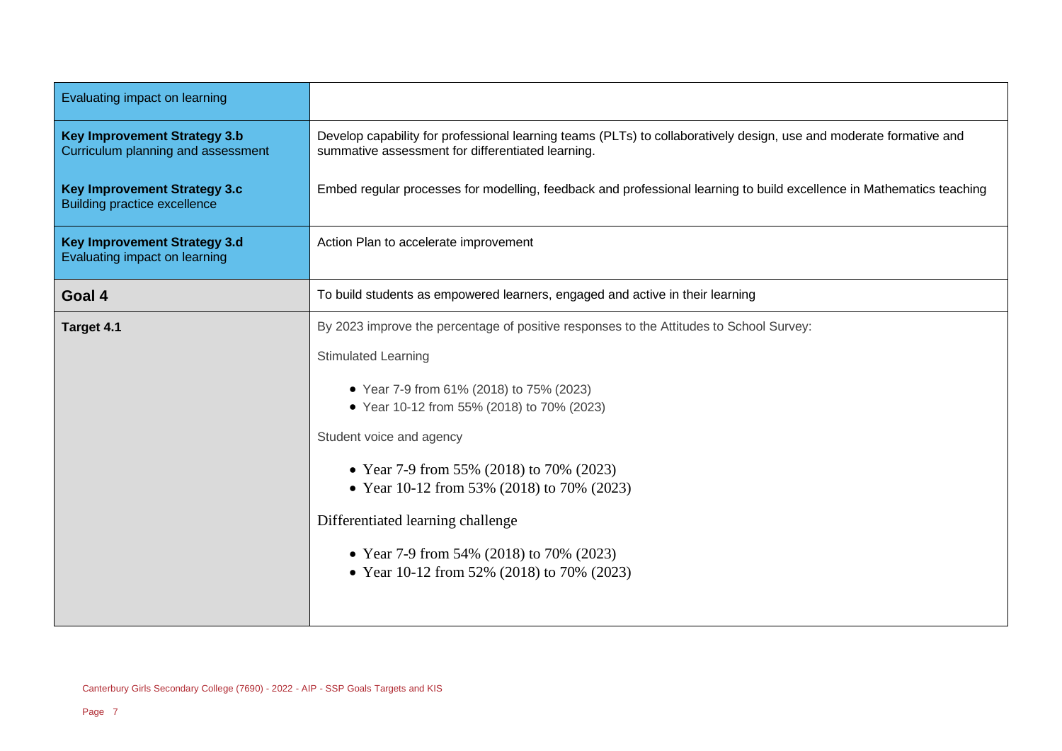| | |
|---|---|
| Evaluating impact on learning | |
| **Key Improvement Strategy 3.b**<br>Curriculum planning and assessment<br><br>**Key Improvement Strategy 3.c**<br>Building practice excellence | Develop capability for professional learning teams (PLTs) to collaboratively design, use and moderate formative and summative assessment for differentiated learning.<br><br>Embed regular processes for modelling, feedback and professional learning to build excellence in Mathematics teaching |
| **Key Improvement Strategy 3.d**<br>Evaluating impact on learning | Action Plan to accelerate improvement |
| **Goal 4** | To build students as empowered learners, engaged and active in their learning |
| **Target 4.1** | By 2023 improve the percentage of positive responses to the Attitudes to School Survey:<br><br>Stimulated Learning<br><br>• Year 7-9 from 61% (2018) to 75% (2023)<br>• Year 10-12 from 55% (2018) to 70% (2023)<br><br>Student voice and agency<br><br>• Year 7-9 from 55% (2018) to 70% (2023)<br>• Year 10-12 from 53% (2018) to 70% (2023)<br><br>Differentiated learning challenge<br><br>• Year 7-9 from 54% (2018) to 70% (2023)<br>• Year 10-12 from 52% (2018) to 70% (2023) |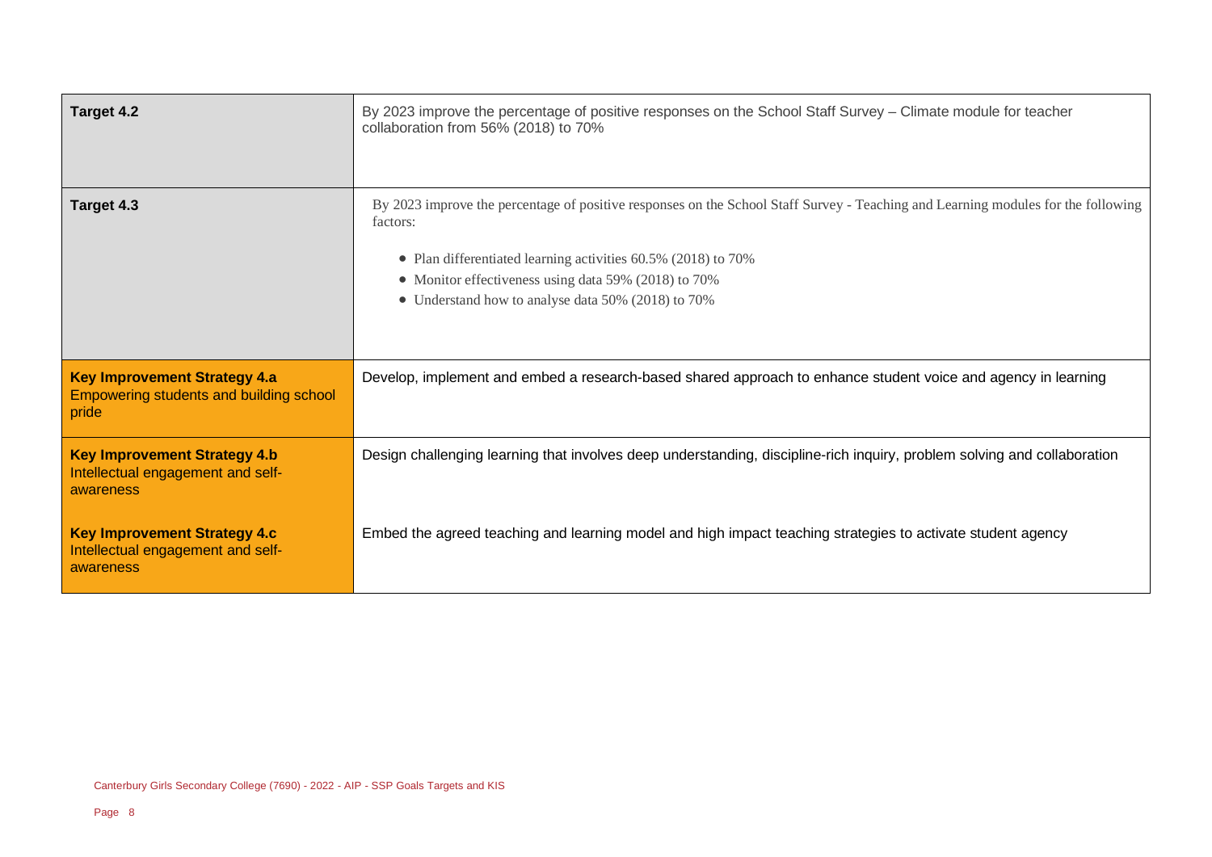| | |
|---|---|
| **Target 4.2** | By 2023 improve the percentage of positive responses on the School Staff Survey – Climate module for teacher collaboration from 56% (2018) to 70% |
| **Target 4.3** | By 2023 improve the percentage of positive responses on the School Staff Survey - Teaching and Learning modules for the following factors:<br><br>• Plan differentiated learning activities 60.5% (2018) to 70%<br>• Monitor effectiveness using data 59% (2018) to 70%<br>• Understand how to analyse data 50% (2018) to 70% |
| **Key Improvement Strategy 4.a**<br>Empowering students and building school pride | Develop, implement and embed a research-based shared approach to enhance student voice and agency in learning |
| **Key Improvement Strategy 4.b**<br>Intellectual engagement and self-awareness | Design challenging learning that involves deep understanding, discipline-rich inquiry, problem solving and collaboration |
| **Key Improvement Strategy 4.c**<br>Intellectual engagement and self-awareness | Embed the agreed teaching and learning model and high impact teaching strategies to activate student agency |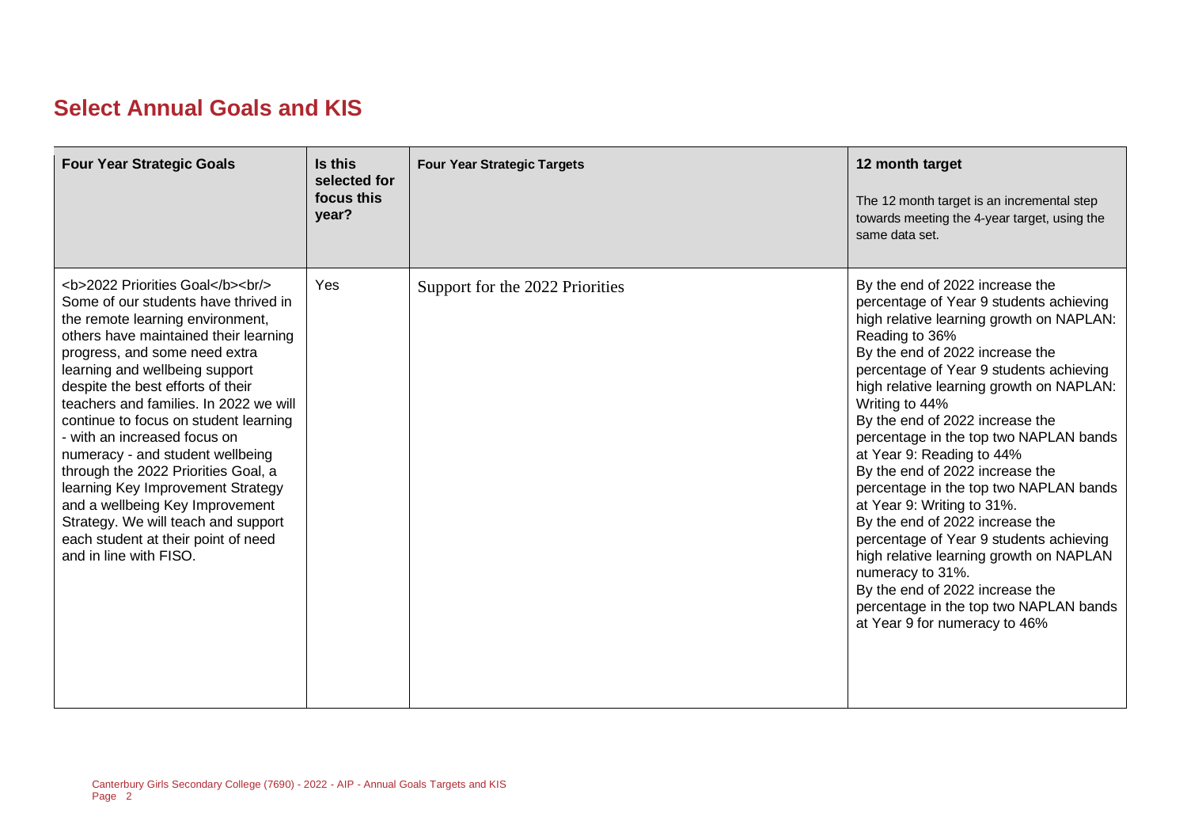## Select Annual Goals and KIS

| Four Year Strategic Goals | Is this selected for focus this year? | Four Year Strategic Targets | 12 month target<br>The 12 month target is an incremental step towards meeting the 4-year target, using the same data set. |
| --- | --- | --- | --- |
| <b>2022 Priorities Goal</b><br/> Some of our students have thrived in the remote learning environment, others have maintained their learning progress, and some need extra learning and wellbeing support despite the best efforts of their teachers and families. In 2022 we will continue to focus on student learning - with an increased focus on numeracy - and student wellbeing through the 2022 Priorities Goal, a learning Key Improvement Strategy and a wellbeing Key Improvement Strategy. We will teach and support each student at their point of need and in line with FISO. | Yes | Support for the 2022 Priorities | By the end of 2022 increase the percentage of Year 9 students achieving high relative learning growth on NAPLAN: Reading to 36%<br>By the end of 2022 increase the percentage of Year 9 students achieving high relative learning growth on NAPLAN: Writing to 44%<br>By the end of 2022 increase the percentage in the top two NAPLAN bands at Year 9: Reading to 44%<br>By the end of 2022 increase the percentage in the top two NAPLAN bands at Year 9: Writing to 31%.<br>By the end of 2022 increase the percentage of Year 9 students achieving high relative learning growth on NAPLAN numeracy to 31%.<br>By the end of 2022 increase the percentage in the top two NAPLAN bands at Year 9 for numeracy to 46% |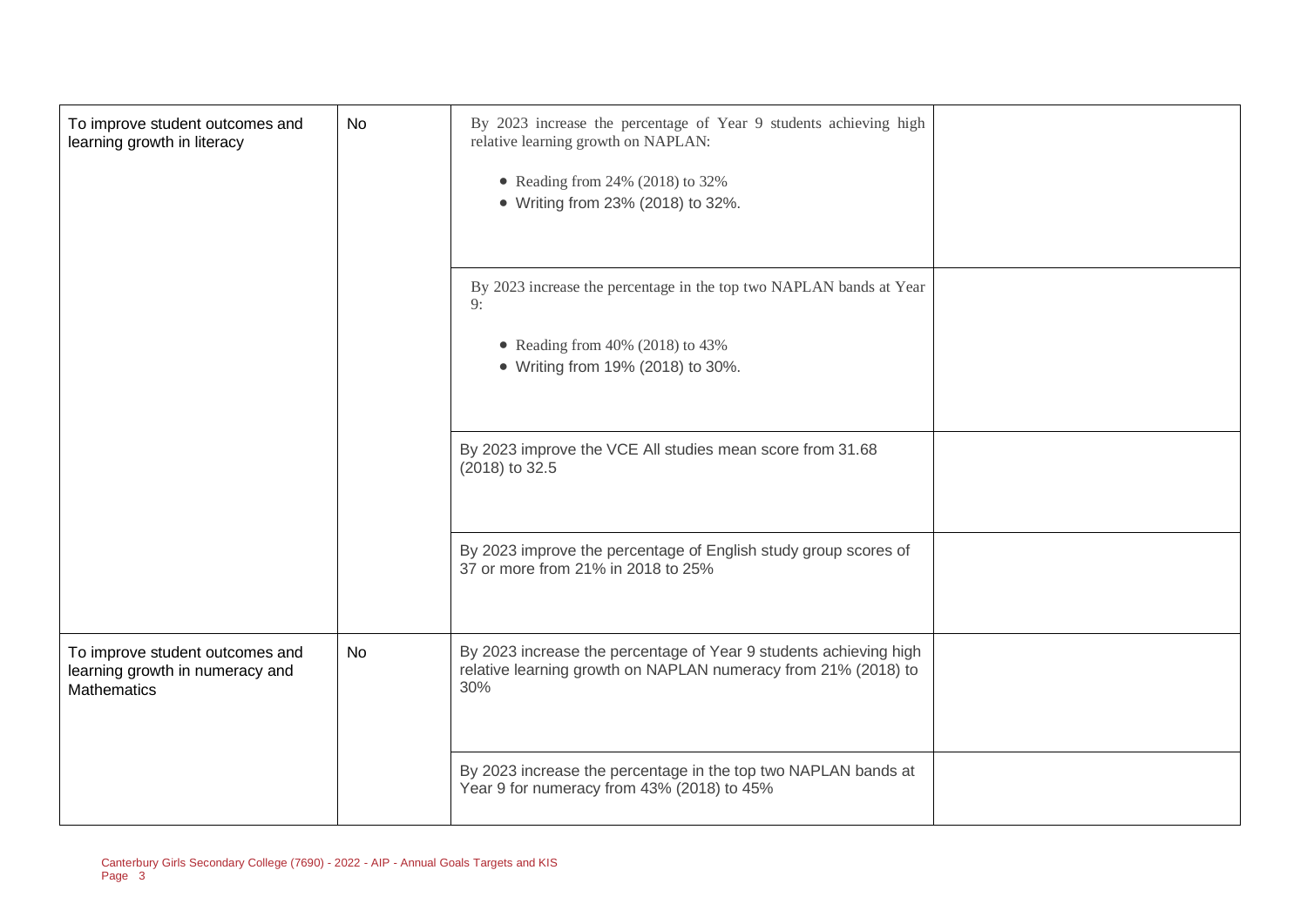| | | | |
|---|---|---|---|
| To improve student outcomes and learning growth in literacy | No | By 2023 increase the percentage of Year 9 students achieving high relative learning growth on NAPLAN:<br><br>• Reading from 24% (2018) to 32%<br>• Writing from 23% (2018) to 32%. | |
| | | By 2023 increase the percentage in the top two NAPLAN bands at Year 9:<br><br>• Reading from 40% (2018) to 43%<br>• Writing from 19% (2018) to 30%. | |
| | | By 2023 improve the VCE All studies mean score from 31.68 (2018) to 32.5 | |
| | | By 2023 improve the percentage of English study group scores of 37 or more from 21% in 2018 to 25% | |
| To improve student outcomes and learning growth in numeracy and Mathematics | No | By 2023 increase the percentage of Year 9 students achieving high relative learning growth on NAPLAN numeracy from 21% (2018) to 30% | |
| | | By 2023 increase the percentage in the top two NAPLAN bands at Year 9 for numeracy from 43% (2018) to 45% | |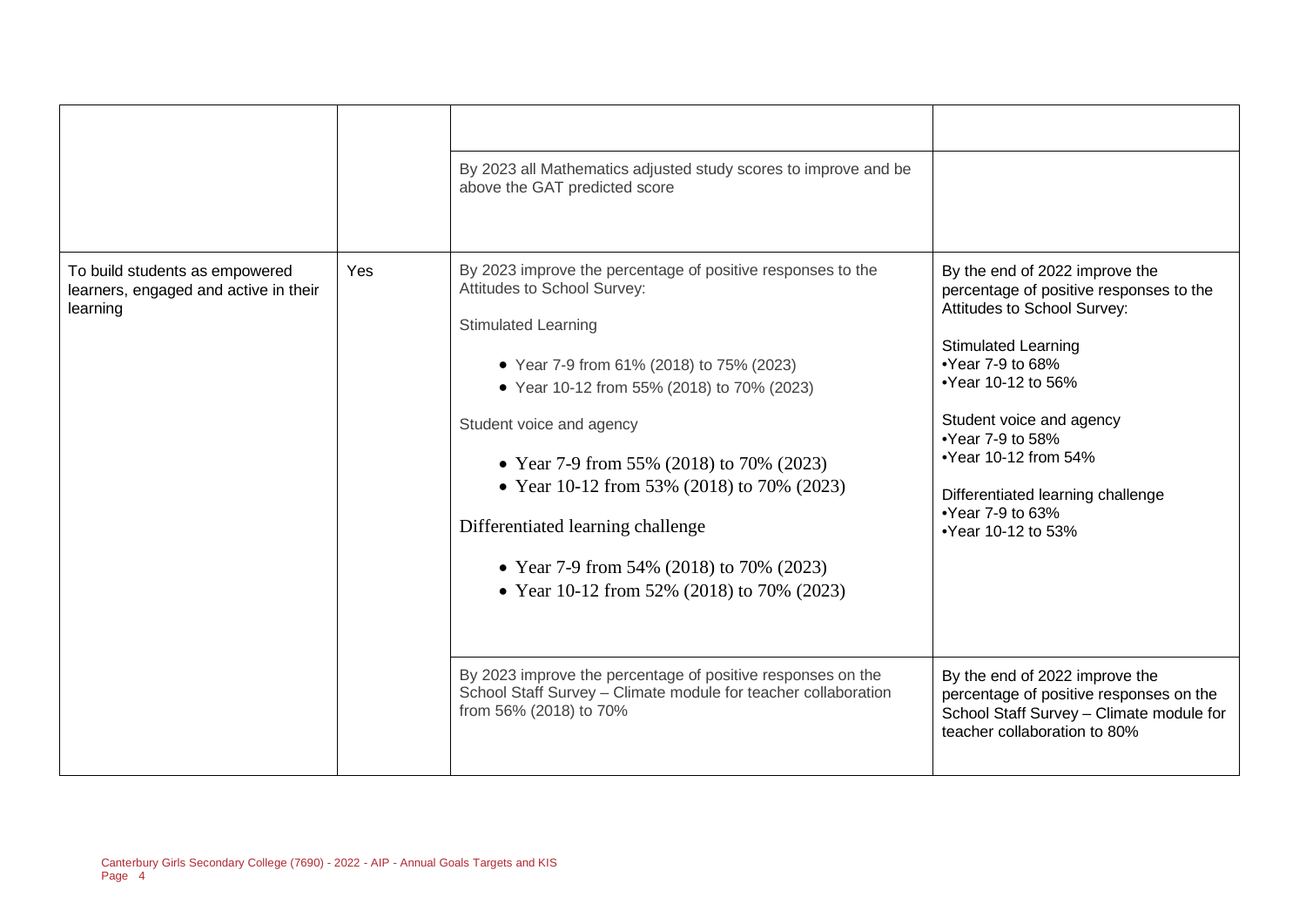| | | | |
|---|---|---|---|
| | | | |
| | | By 2023 all Mathematics adjusted study scores to improve and be above the GAT predicted score | |
| To build students as empowered learners, engaged and active in their learning | Yes | By 2023 improve the percentage of positive responses to the Attitudes to School Survey:<br><br>Stimulated Learning<br>• Year 7-9 from 61% (2018) to 75% (2023)<br>• Year 10-12 from 55% (2018) to 70% (2023)<br><br>Student voice and agency<br>• Year 7-9 from 55% (2018) to 70% (2023)<br>• Year 10-12 from 53% (2018) to 70% (2023)<br><br>Differentiated learning challenge<br>• Year 7-9 from 54% (2018) to 70% (2023)<br>• Year 10-12 from 52% (2018) to 70% (2023) | By the end of 2022 improve the percentage of positive responses to the Attitudes to School Survey:<br><br>Stimulated Learning<br>•Year 7-9 to 68%<br>•Year 10-12 to 56%<br><br>Student voice and agency<br>•Year 7-9 to 58%<br>•Year 10-12 from 54%<br><br>Differentiated learning challenge<br>•Year 7-9 to 63%<br>•Year 10-12 to 53% |
| | | By 2023 improve the percentage of positive responses on the School Staff Survey – Climate module for teacher collaboration from 56% (2018) to 70% | By the end of 2022 improve the percentage of positive responses on the School Staff Survey – Climate module for teacher collaboration to 80% |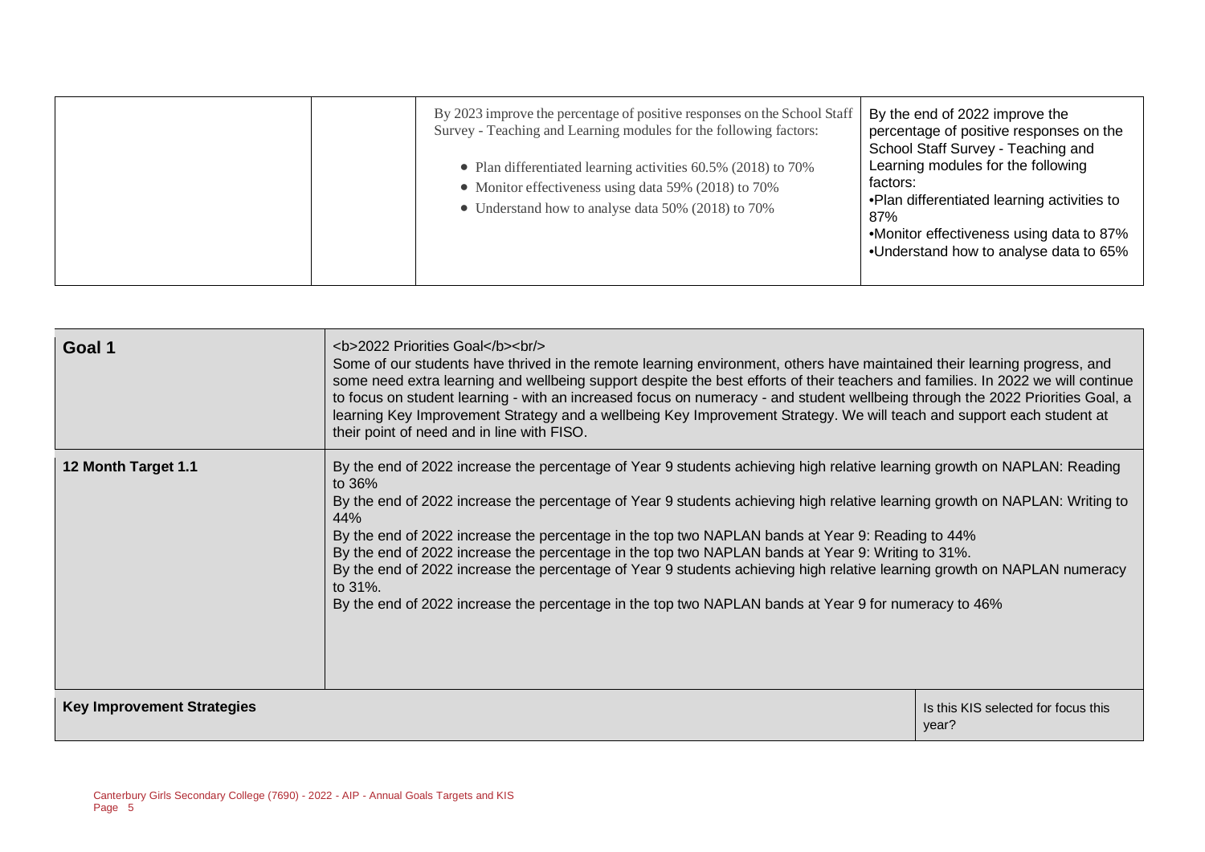| | | | |
|---|---|---|---|
| | | By 2023 improve the percentage of positive responses on the School Staff Survey - Teaching and Learning modules for the following factors:<br><br>• Plan differentiated learning activities 60.5% (2018) to 70%<br>• Monitor effectiveness using data 59% (2018) to 70%<br>• Understand how to analyse data 50% (2018) to 70% | By the end of 2022 improve the percentage of positive responses on the School Staff Survey - Teaching and Learning modules for the following factors:<br>•Plan differentiated learning activities to 87%<br>•Monitor effectiveness using data to 87%<br>•Understand how to analyse data to 65% |

| | | |
|---|---|---|
| **Goal 1** | <b>2022 Priorities Goal</b><br/><br>Some of our students have thrived in the remote learning environment, others have maintained their learning progress, and some need extra learning and wellbeing support despite the best efforts of their teachers and families. In 2022 we will continue to focus on student learning - with an increased focus on numeracy - and student wellbeing through the 2022 Priorities Goal, a learning Key Improvement Strategy and a wellbeing Key Improvement Strategy. We will teach and support each student at their point of need and in line with FISO. | |
| **12 Month Target 1.1** | By the end of 2022 increase the percentage of Year 9 students achieving high relative learning growth on NAPLAN: Reading to 36%<br>By the end of 2022 increase the percentage of Year 9 students achieving high relative learning growth on NAPLAN: Writing to 44%<br>By the end of 2022 increase the percentage in the top two NAPLAN bands at Year 9: Reading to 44%<br>By the end of 2022 increase the percentage in the top two NAPLAN bands at Year 9: Writing to 31%.<br>By the end of 2022 increase the percentage of Year 9 students achieving high relative learning growth on NAPLAN numeracy to 31%.<br>By the end of 2022 increase the percentage in the top two NAPLAN bands at Year 9 for numeracy to 46% | |
| **Key Improvement Strategies** | | Is this KIS selected for focus this year? |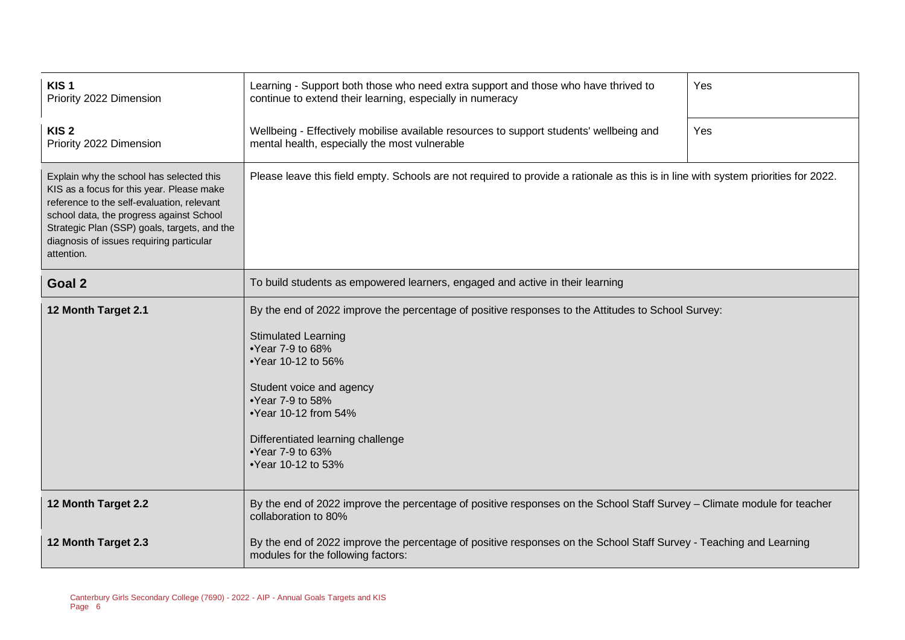| | | |
|---|---|---|
| **KIS 1**<br>Priority 2022 Dimension | Learning - Support both those who need extra support and those who have thrived to continue to extend their learning, especially in numeracy | Yes |
| **KIS 2**<br>Priority 2022 Dimension | Wellbeing - Effectively mobilise available resources to support students' wellbeing and mental health, especially the most vulnerable | Yes |
| Explain why the school has selected this KIS as a focus for this year. Please make reference to the self-evaluation, relevant school data, the progress against School Strategic Plan (SSP) goals, targets, and the diagnosis of issues requiring particular attention. | Please leave this field empty. Schools are not required to provide a rationale as this is in line with system priorities for 2022. | |
| **Goal 2** | To build students as empowered learners, engaged and active in their learning | |
| **12 Month Target 2.1** | By the end of 2022 improve the percentage of positive responses to the Attitudes to School Survey:<br><br>Stimulated Learning<br>•Year 7-9 to 68%<br>•Year 10-12 to 56%<br><br>Student voice and agency<br>•Year 7-9 to 58%<br>•Year 10-12 from 54%<br><br>Differentiated learning challenge<br>•Year 7-9 to 63%<br>•Year 10-12 to 53% | |
| **12 Month Target 2.2** | By the end of 2022 improve the percentage of positive responses on the School Staff Survey – Climate module for teacher collaboration to 80% | |
| **12 Month Target 2.3** | By the end of 2022 improve the percentage of positive responses on the School Staff Survey - Teaching and Learning modules for the following factors: | |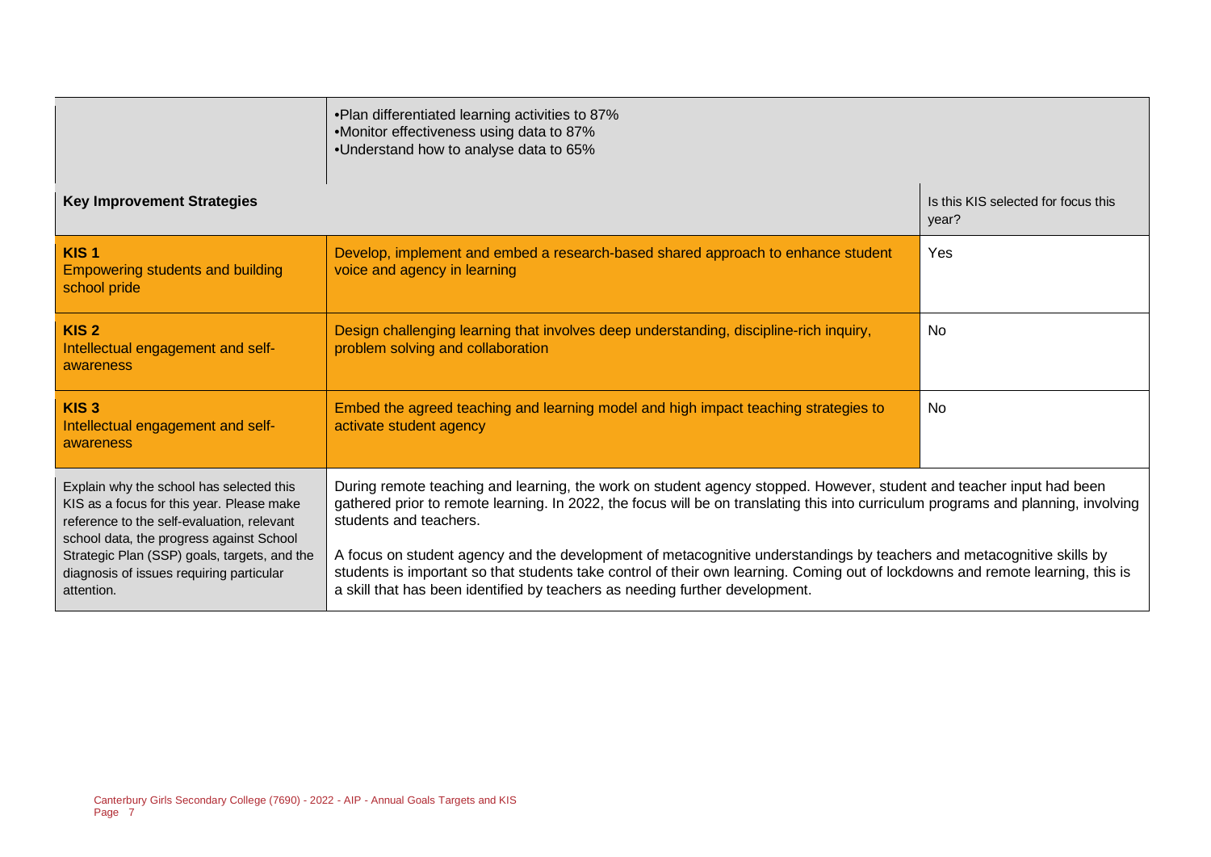| | | |
|---|---|---|
| | •Plan differentiated learning activities to 87%<br>•Monitor effectiveness using data to 87%<br>•Understand how to analyse data to 65% | |
| **Key Improvement Strategies** | | Is this KIS selected for focus this year? |
| **KIS 1**<br>Empowering students and building school pride | Develop, implement and embed a research-based shared approach to enhance student voice and agency in learning | Yes |
| **KIS 2**<br>Intellectual engagement and self-awareness | Design challenging learning that involves deep understanding, discipline-rich inquiry, problem solving and collaboration | No |
| **KIS 3**<br>Intellectual engagement and self-awareness | Embed the agreed teaching and learning model and high impact teaching strategies to activate student agency | No |
| Explain why the school has selected this KIS as a focus for this year. Please make reference to the self-evaluation, relevant school data, the progress against School Strategic Plan (SSP) goals, targets, and the diagnosis of issues requiring particular attention. | During remote teaching and learning, the work on student agency stopped. However, student and teacher input had been gathered prior to remote learning. In 2022, the focus will be on translating this into curriculum programs and planning, involving students and teachers.<br><br>A focus on student agency and the development of metacognitive understandings by teachers and metacognitive skills by students is important so that students take control of their own learning. Coming out of lockdowns and remote learning, this is a skill that has been identified by teachers as needing further development. | |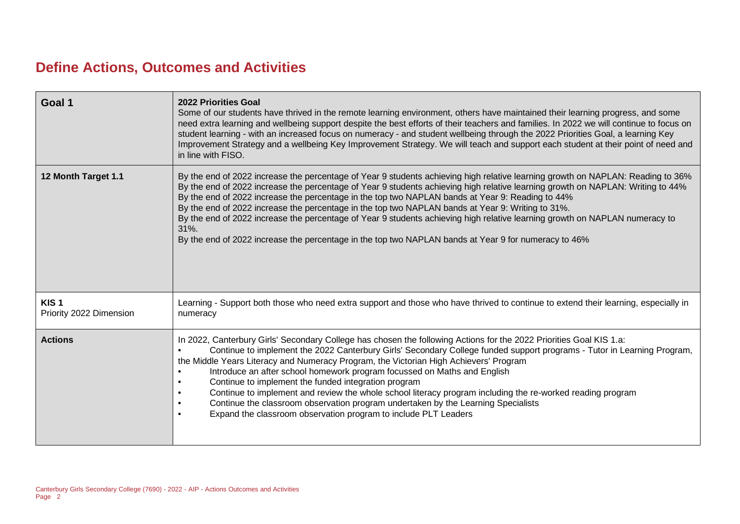# Define Actions, Outcomes and Activities

| | |
|---|---|
| **Goal 1** | **2022 Priorities Goal**<br>Some of our students have thrived in the remote learning environment, others have maintained their learning progress, and some need extra learning and wellbeing support despite the best efforts of their teachers and families. In 2022 we will continue to focus on student learning - with an increased focus on numeracy - and student wellbeing through the 2022 Priorities Goal, a learning Key Improvement Strategy and a wellbeing Key Improvement Strategy. We will teach and support each student at their point of need and in line with FISO. |
| **12 Month Target 1.1** | By the end of 2022 increase the percentage of Year 9 students achieving high relative learning growth on NAPLAN: Reading to 36%<br>By the end of 2022 increase the percentage of Year 9 students achieving high relative learning growth on NAPLAN: Writing to 44%<br>By the end of 2022 increase the percentage in the top two NAPLAN bands at Year 9: Reading to 44%<br>By the end of 2022 increase the percentage in the top two NAPLAN bands at Year 9: Writing to 31%.<br>By the end of 2022 increase the percentage of Year 9 students achieving high relative learning growth on NAPLAN numeracy to 31%.<br>By the end of 2022 increase the percentage in the top two NAPLAN bands at Year 9 for numeracy to 46% |
| **KIS 1**<br>Priority 2022 Dimension | Learning - Support both those who need extra support and those who have thrived to continue to extend their learning, especially in numeracy |
| **Actions** | In 2022, Canterbury Girls' Secondary College has chosen the following Actions for the 2022 Priorities Goal KIS 1.a:<br>• Continue to implement the 2022 Canterbury Girls' Secondary College funded support programs - Tutor in Learning Program, the Middle Years Literacy and Numeracy Program, the Victorian High Achievers' Program<br>• Introduce an after school homework program focussed on Maths and English<br>• Continue to implement the funded integration program<br>• Continue to implement and review the whole school literacy program including the re-worked reading program<br>• Continue the classroom observation program undertaken by the Learning Specialists<br>• Expand the classroom observation program to include PLT Leaders |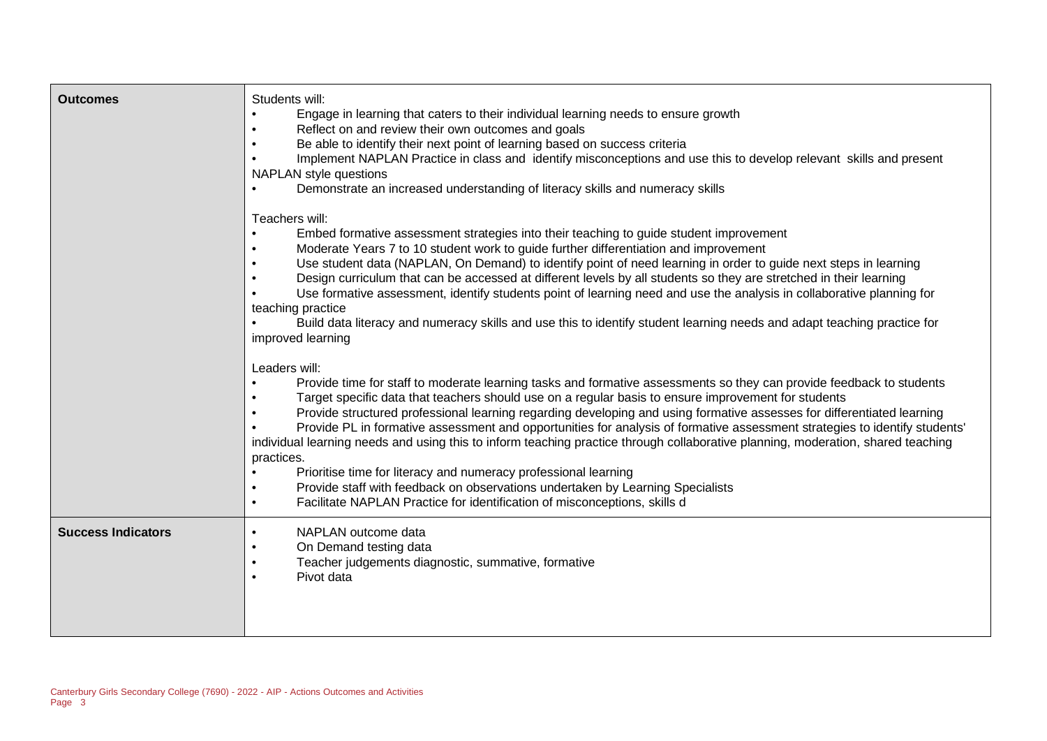| | |
|---|---|
| **Outcomes** | Students will:<br>• Engage in learning that caters to their individual learning needs to ensure growth<br>• Reflect on and review their own outcomes and goals<br>• Be able to identify their next point of learning based on success criteria<br>• Implement NAPLAN Practice in class and identify misconceptions and use this to develop relevant skills and present NAPLAN style questions<br>• Demonstrate an increased understanding of literacy skills and numeracy skills<br><br>Teachers will:<br>• Embed formative assessment strategies into their teaching to guide student improvement<br>• Moderate Years 7 to 10 student work to guide further differentiation and improvement<br>• Use student data (NAPLAN, On Demand) to identify point of need learning in order to guide next steps in learning<br>• Design curriculum that can be accessed at different levels by all students so they are stretched in their learning<br>• Use formative assessment, identify students point of learning need and use the analysis in collaborative planning for teaching practice<br>• Build data literacy and numeracy skills and use this to identify student learning needs and adapt teaching practice for improved learning<br><br>Leaders will:<br>• Provide time for staff to moderate learning tasks and formative assessments so they can provide feedback to students<br>• Target specific data that teachers should use on a regular basis to ensure improvement for students<br>• Provide structured professional learning regarding developing and using formative assesses for differentiated learning<br>• Provide PL in formative assessment and opportunities for analysis of formative assessment strategies to identify students' individual learning needs and using this to inform teaching practice through collaborative planning, moderation, shared teaching practices.<br>• Prioritise time for literacy and numeracy professional learning<br>• Provide staff with feedback on observations undertaken by Learning Specialists<br>• Facilitate NAPLAN Practice for identification of misconceptions, skills d |
| **Success Indicators** | • NAPLAN outcome data<br>• On Demand testing data<br>• Teacher judgements diagnostic, summative, formative<br>• Pivot data |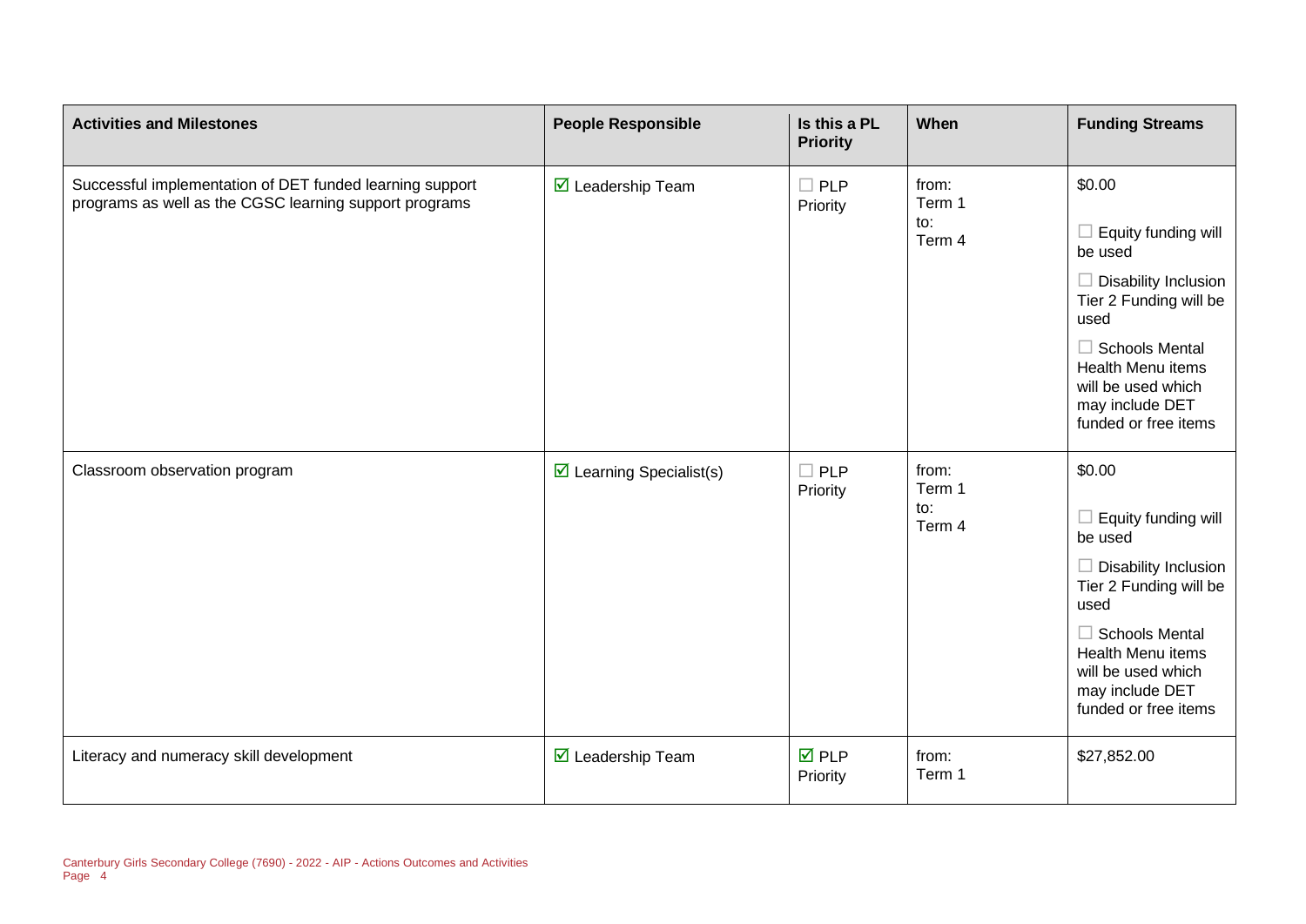| Activities and Milestones | People Responsible | Is this a PL Priority | When | Funding Streams |
|---|---|---|---|---|
| Successful implementation of DET funded learning support programs as well as the CGSC learning support programs | ☑ Leadership Team | ☐ PLP Priority | from: Term 1 to: Term 4 | $0.00<br>☐ Equity funding will be used<br>☐ Disability Inclusion Tier 2 Funding will be used<br>☐ Schools Mental Health Menu items will be used which may include DET funded or free items |
| Classroom observation program | ☑ Learning Specialist(s) | ☐ PLP Priority | from: Term 1 to: Term 4 | $0.00<br>☐ Equity funding will be used<br>☐ Disability Inclusion Tier 2 Funding will be used<br>☐ Schools Mental Health Menu items will be used which may include DET funded or free items |
| Literacy and numeracy skill development | ☑ Leadership Team | ☑ PLP Priority | from: Term 1 | $27,852.00 |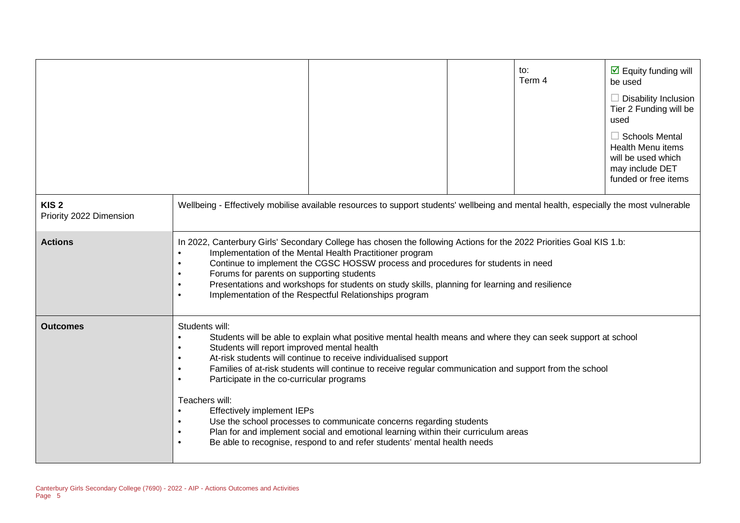| | | | to:<br>Term 4 | ☑ Equity funding will be used<br><br>☐ Disability Inclusion Tier 2 Funding will be used<br><br>☐ Schools Mental Health Menu items will be used which may include DET funded or free items |
|---|---|---|---|---|

| **KIS 2**<br>Priority 2022 Dimension | Wellbeing - Effectively mobilise available resources to support students' wellbeing and mental health, especially the most vulnerable |
|---|---|
| **Actions** | In 2022, Canterbury Girls' Secondary College has chosen the following Actions for the 2022 Priorities Goal KIS 1.b:<br>• Implementation of the Mental Health Practitioner program<br>• Continue to implement the CGSC HOSSW process and procedures for students in need<br>• Forums for parents on supporting students<br>• Presentations and workshops for students on study skills, planning for learning and resilience<br>• Implementation of the Respectful Relationships program |
| **Outcomes** | Students will:<br>• Students will be able to explain what positive mental health means and where they can seek support at school<br>• Students will report improved mental health<br>• At-risk students will continue to receive individualised support<br>• Families of at-risk students will continue to receive regular communication and support from the school<br>• Participate in the co-curricular programs<br><br>Teachers will:<br>• Effectively implement IEPs<br>• Use the school processes to communicate concerns regarding students<br>• Plan for and implement social and emotional learning within their curriculum areas<br>• Be able to recognise, respond to and refer students' mental health needs |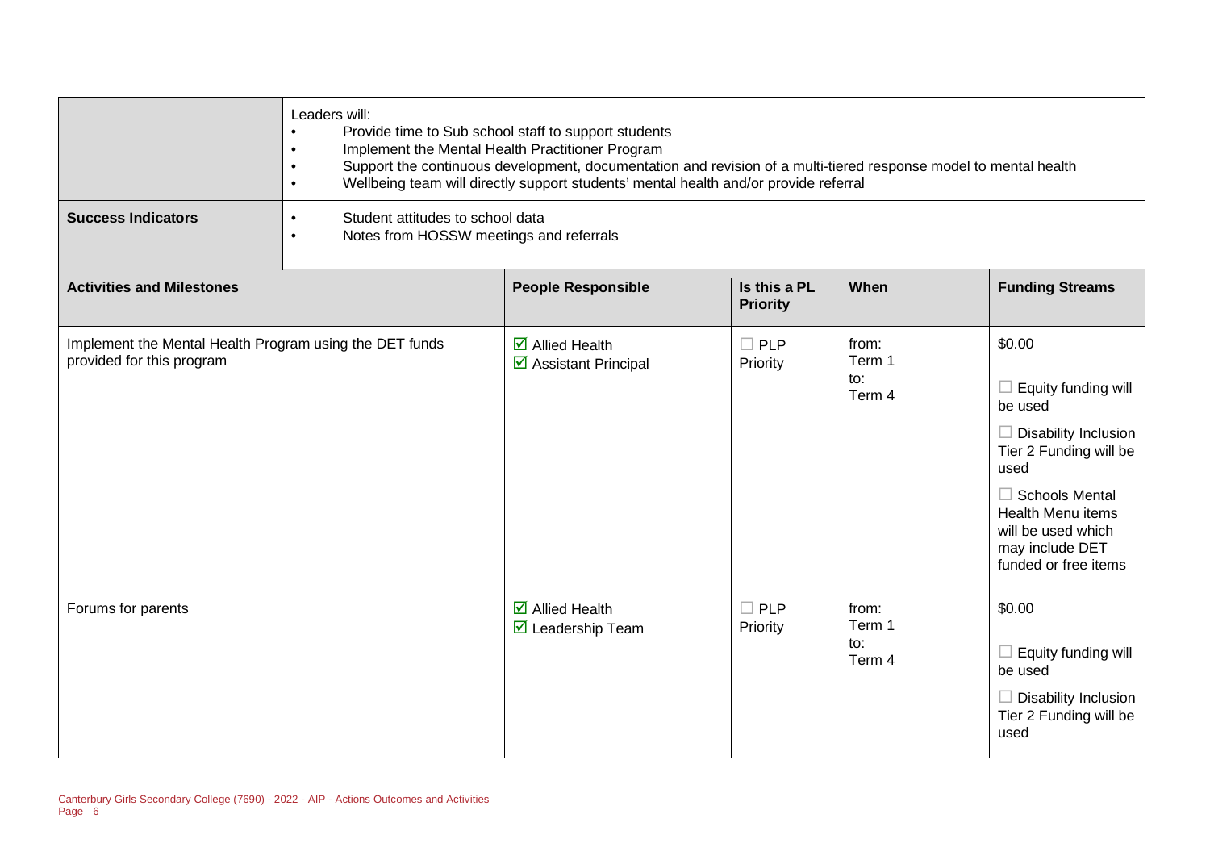| | |
|---|---|
| | Leaders will:<br>• Provide time to Sub school staff to support students<br>• Implement the Mental Health Practitioner Program<br>• Support the continuous development, documentation and revision of a multi-tiered response model to mental health<br>• Wellbeing team will directly support students' mental health and/or provide referral |
| **Success Indicators** | • Student attitudes to school data<br>• Notes from HOSSW meetings and referrals |

| Activities and Milestones | People Responsible | Is this a PL Priority | When | Funding Streams |
|---|---|---|---|---|
| Implement the Mental Health Program using the DET funds provided for this program | ☑ Allied Health<br>☑ Assistant Principal | ☐ PLP Priority | from: Term 1<br>to: Term 4 | $0.00<br>☐ Equity funding will be used<br>☐ Disability Inclusion Tier 2 Funding will be used<br>☐ Schools Mental Health Menu items will be used which may include DET funded or free items |
| Forums for parents | ☑ Allied Health<br>☑ Leadership Team | ☐ PLP Priority | from: Term 1<br>to: Term 4 | $0.00<br>☐ Equity funding will be used<br>☐ Disability Inclusion Tier 2 Funding will be used |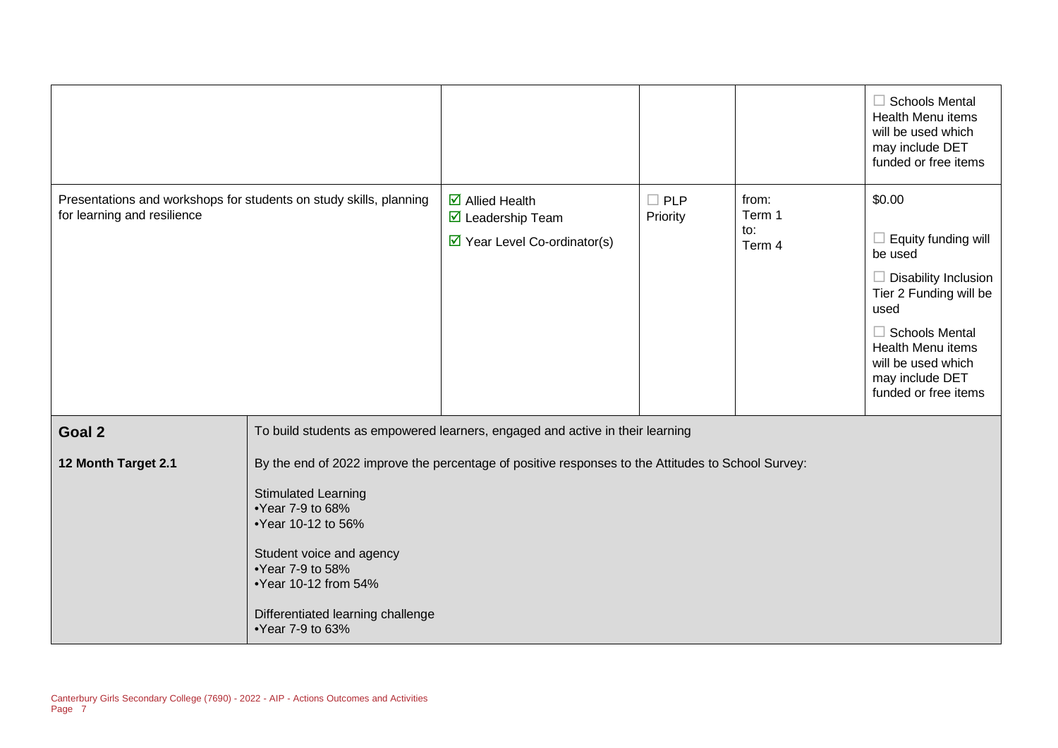| | | | | |
|---|---|---|---|---|
| | | | | ☐ Schools Mental Health Menu items will be used which may include DET funded or free items |
| Presentations and workshops for students on study skills, planning for learning and resilience | ☑ Allied Health<br>☑ Leadership Team<br>☑ Year Level Co-ordinator(s) | ☐ PLP Priority | from: Term 1<br>to: Term 4 | $0.00<br><br>☐ Equity funding will be used<br><br>☐ Disability Inclusion Tier 2 Funding will be used<br><br>☐ Schools Mental Health Menu items will be used which may include DET funded or free items |

| | |
|---|---|
| **Goal 2** | To build students as empowered learners, engaged and active in their learning |
| **12 Month Target 2.1** | By the end of 2022 improve the percentage of positive responses to the Attitudes to School Survey:<br><br>Stimulated Learning<br>•Year 7-9 to 68%<br>•Year 10-12 to 56%<br><br>Student voice and agency<br>•Year 7-9 to 58%<br>•Year 10-12 from 54%<br><br>Differentiated learning challenge<br>•Year 7-9 to 63% |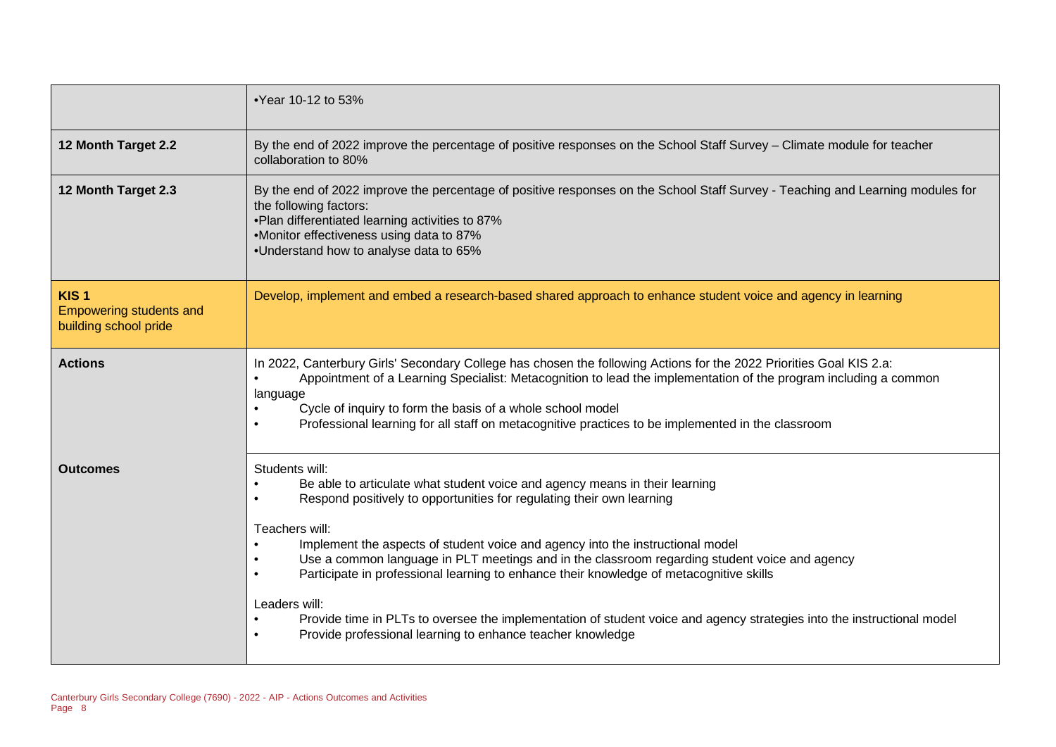| | |
|---|---|
| | •Year 10-12 to 53% |
| **12 Month Target 2.2** | By the end of 2022 improve the percentage of positive responses on the School Staff Survey – Climate module for teacher collaboration to 80% |
| **12 Month Target 2.3** | By the end of 2022 improve the percentage of positive responses on the School Staff Survey - Teaching and Learning modules for the following factors:<br>•Plan differentiated learning activities to 87%<br>•Monitor effectiveness using data to 87%<br>•Understand how to analyse data to 65% |
| **KIS 1**<br>Empowering students and building school pride | Develop, implement and embed a research-based shared approach to enhance student voice and agency in learning |
| **Actions** | In 2022, Canterbury Girls' Secondary College has chosen the following Actions for the 2022 Priorities Goal KIS 2.a:<br>• Appointment of a Learning Specialist: Metacognition to lead the implementation of the program including a common language<br>• Cycle of inquiry to form the basis of a whole school model<br>• Professional learning for all staff on metacognitive practices to be implemented in the classroom |
| **Outcomes** | Students will:<br>• Be able to articulate what student voice and agency means in their learning<br>• Respond positively to opportunities for regulating their own learning<br><br>Teachers will:<br>• Implement the aspects of student voice and agency into the instructional model<br>• Use a common language in PLT meetings and in the classroom regarding student voice and agency<br>• Participate in professional learning to enhance their knowledge of metacognitive skills<br><br>Leaders will:<br>• Provide time in PLTs to oversee the implementation of student voice and agency strategies into the instructional model<br>• Provide professional learning to enhance teacher knowledge |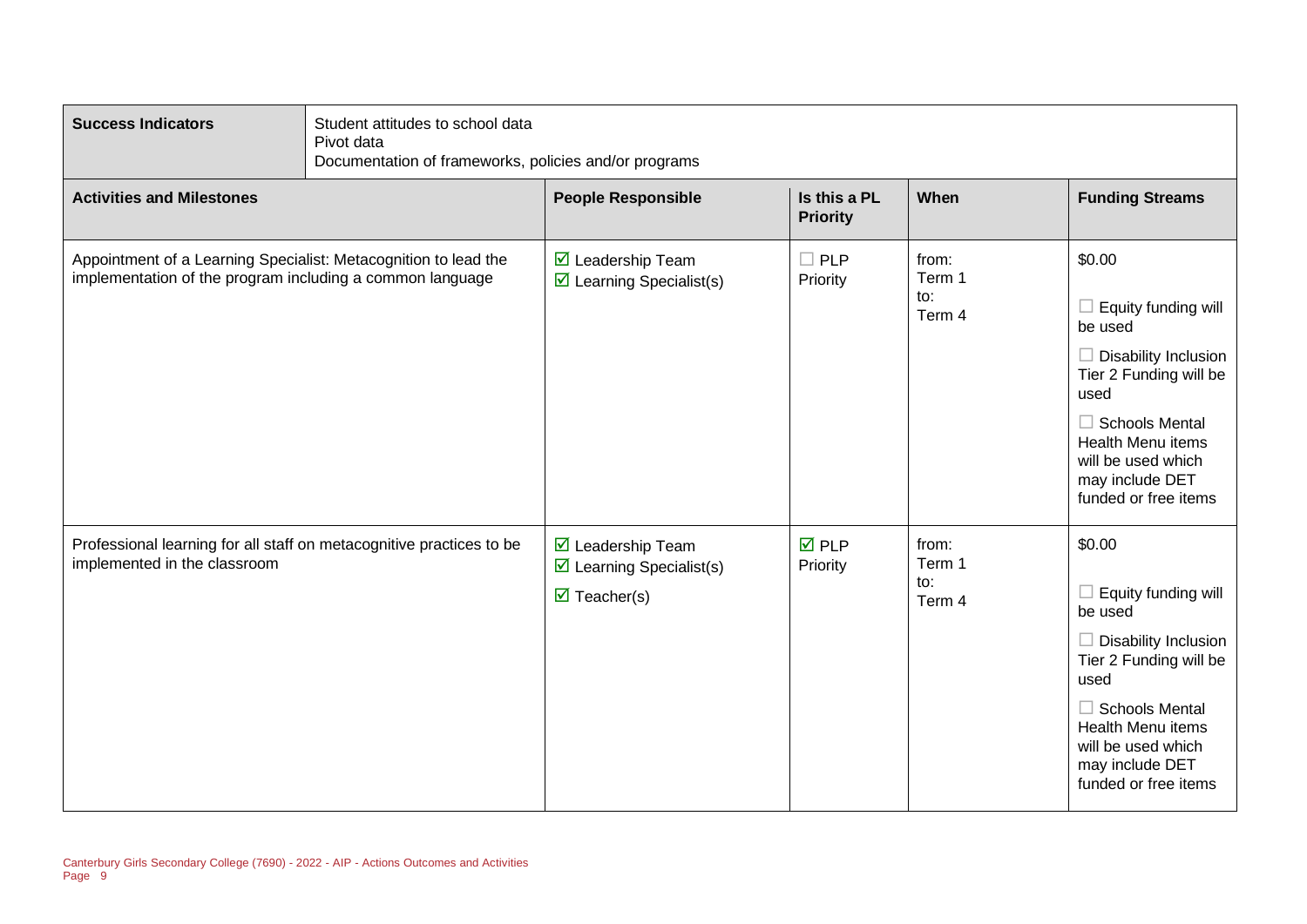| **Success Indicators** | Student attitudes to school data<br>Pivot data<br>Documentation of frameworks, policies and/or programs | | | |
|---|---|---|---|---|
| **Activities and Milestones** | **People Responsible** | **Is this a PL Priority** | **When** | **Funding Streams** |
| Appointment of a Learning Specialist: Metacognition to lead the implementation of the program including a common language | ☑ Leadership Team<br>☑ Learning Specialist(s) | ☐ PLP Priority | from:<br>Term 1<br>to:<br>Term 4 | $0.00<br><br>☐ Equity funding will be used<br><br>☐ Disability Inclusion Tier 2 Funding will be used<br><br>☐ Schools Mental Health Menu items will be used which may include DET funded or free items |
| Professional learning for all staff on metacognitive practices to be implemented in the classroom | ☑ Leadership Team<br>☑ Learning Specialist(s)<br>☑ Teacher(s) | ☑ PLP Priority | from:<br>Term 1<br>to:<br>Term 4 | $0.00<br><br>☐ Equity funding will be used<br><br>☐ Disability Inclusion Tier 2 Funding will be used<br><br>☐ Schools Mental Health Menu items will be used which may include DET funded or free items |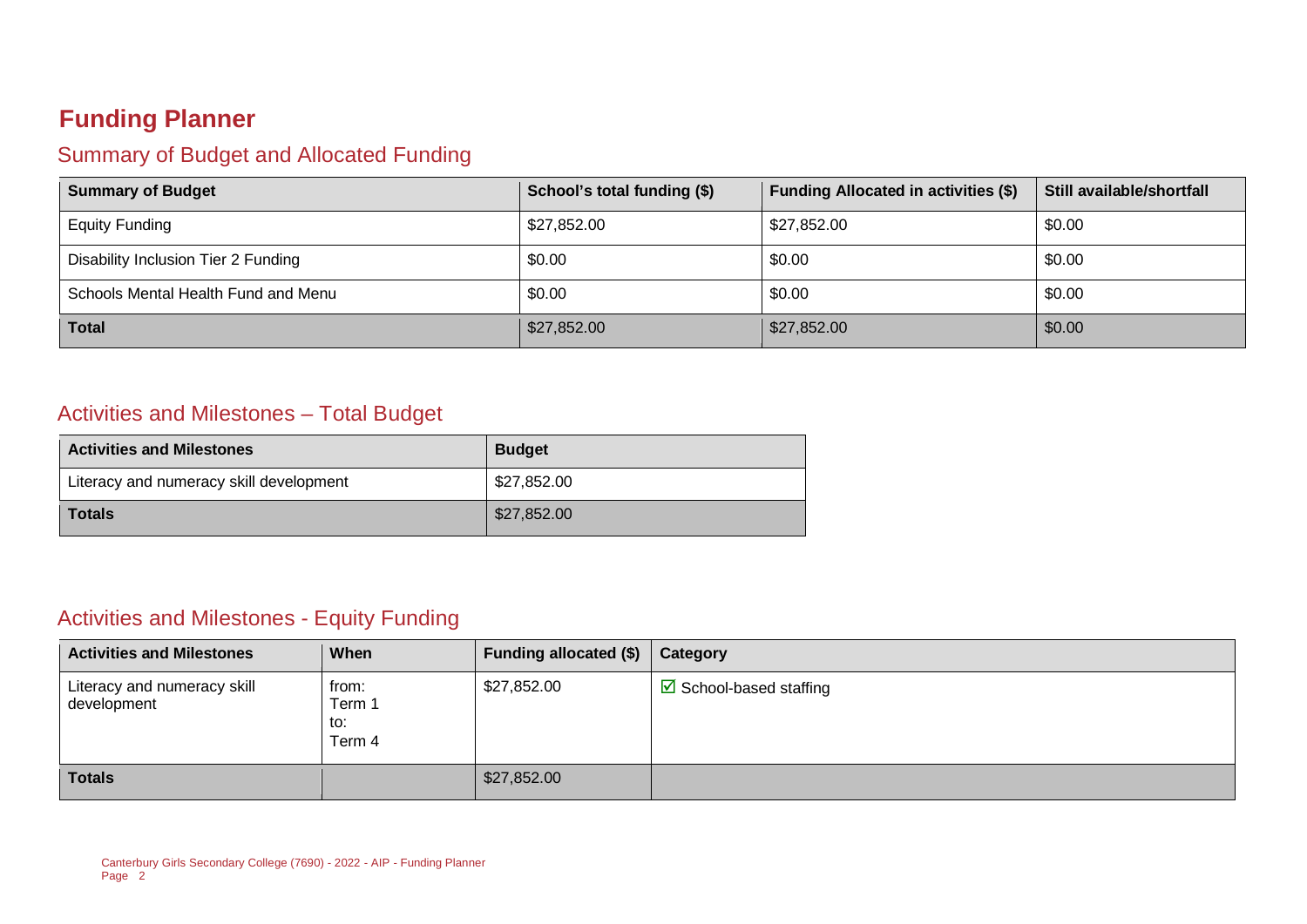# Funding Planner

## Summary of Budget and Allocated Funding

| Summary of Budget | School's total funding ($) | Funding Allocated in activities ($) | Still available/shortfall |
|---|---|---|---|
| Equity Funding | $27,852.00 | $27,852.00 | $0.00 |
| Disability Inclusion Tier 2 Funding | $0.00 | $0.00 | $0.00 |
| Schools Mental Health Fund and Menu | $0.00 | $0.00 | $0.00 |
| **Total** | $27,852.00 | $27,852.00 | $0.00 |

## Activities and Milestones – Total Budget

| Activities and Milestones | Budget |
|---|---|
| Literacy and numeracy skill development | $27,852.00 |
| **Totals** | $27,852.00 |

## Activities and Milestones - Equity Funding

| Activities and Milestones | When | Funding allocated ($) | Category |
|---|---|---|---|
| Literacy and numeracy skill development | from: Term 1 to: Term 4 | $27,852.00 | ☑ School-based staffing |
| **Totals** | | $27,852.00 | |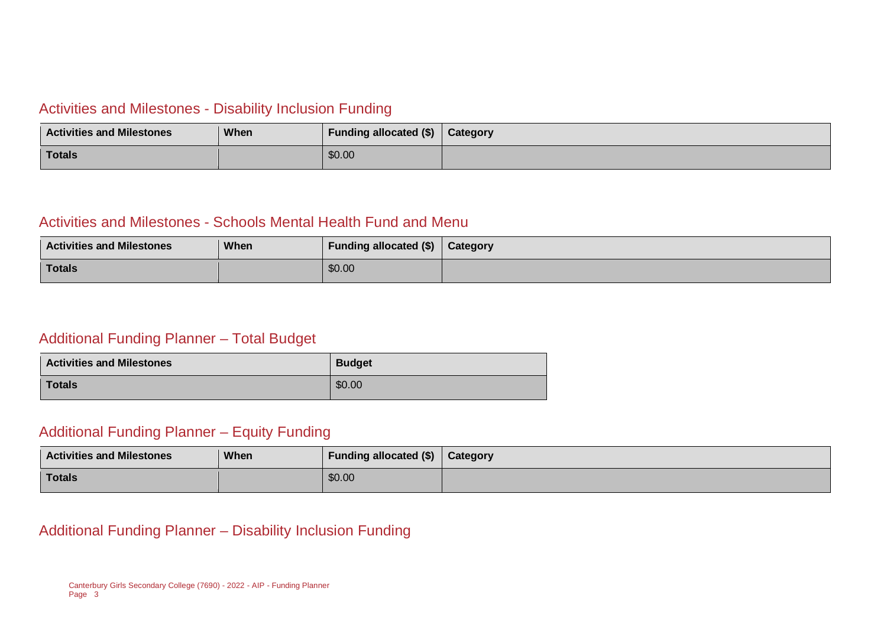## Activities and Milestones - Disability Inclusion Funding

| Activities and Milestones | When | Funding allocated ($) | Category |
|---|---|---|---|
| **Totals** | | $0.00 | |

## Activities and Milestones - Schools Mental Health Fund and Menu

| Activities and Milestones | When | Funding allocated ($) | Category |
|---|---|---|---|
| **Totals** | | $0.00 | |

## Additional Funding Planner – Total Budget

| Activities and Milestones | Budget |
|---|---|
| **Totals** | $0.00 |

## Additional Funding Planner – Equity Funding

| Activities and Milestones | When | Funding allocated ($) | Category |
|---|---|---|---|
| **Totals** | | $0.00 | |

## Additional Funding Planner – Disability Inclusion Funding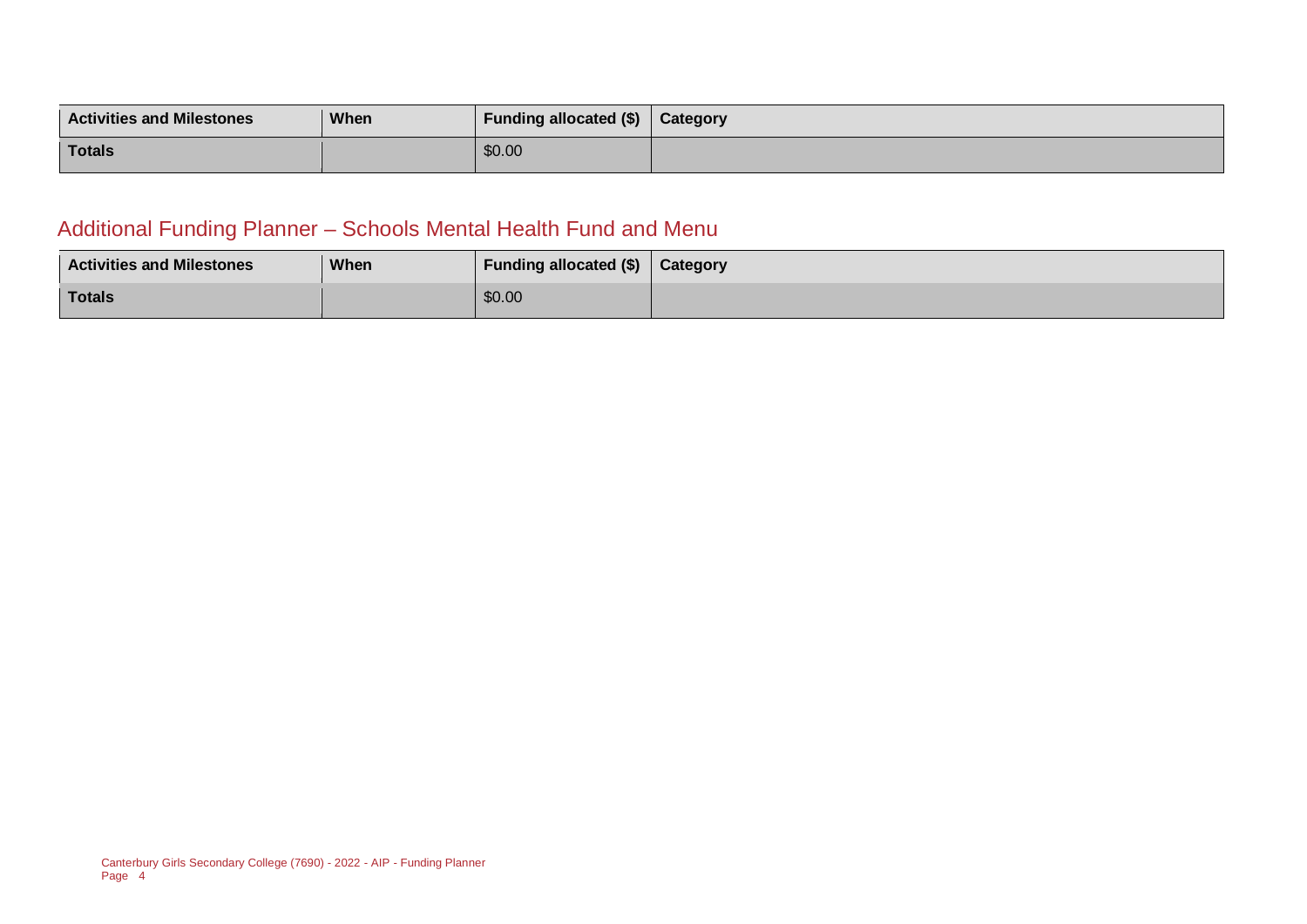| Activities and Milestones | When | Funding allocated ($) | Category |
|---|---|---|---|
| Totals | | $0.00 | |

## Additional Funding Planner – Schools Mental Health Fund and Menu

| Activities and Milestones | When | Funding allocated ($) | Category |
|---|---|---|---|
| Totals | | $0.00 | |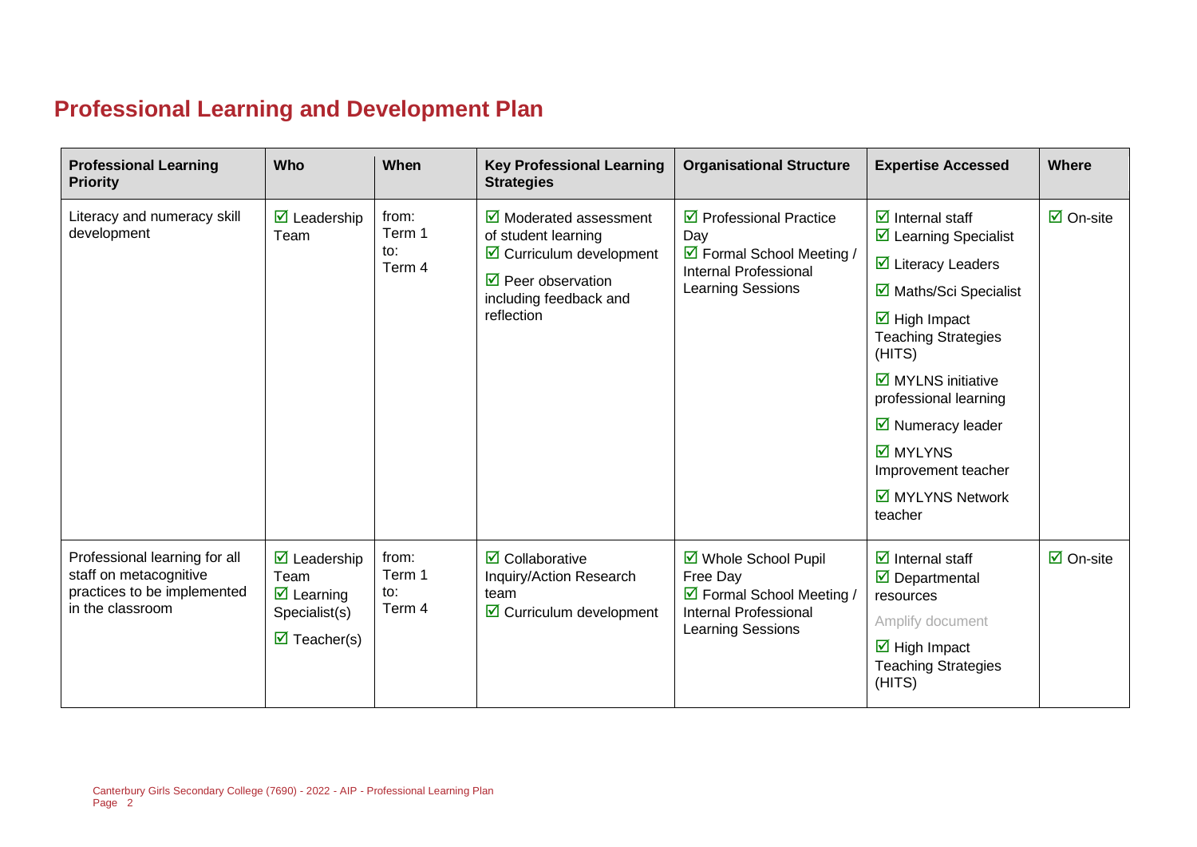## Professional Learning and Development Plan

| Professional Learning Priority | Who | When | Key Professional Learning Strategies | Organisational Structure | Expertise Accessed | Where |
|---|---|---|---|---|---|---|
| Literacy and numeracy skill development | ☑ Leadership Team | from: Term 1 to: Term 4 | ☑ Moderated assessment of student learning<br>☑ Curriculum development<br>☑ Peer observation including feedback and reflection | ☑ Professional Practice Day<br>☑ Formal School Meeting / Internal Professional Learning Sessions | ☑ Internal staff<br>☑ Learning Specialist<br>☑ Literacy Leaders<br>☑ Maths/Sci Specialist<br>☑ High Impact Teaching Strategies (HITS)<br>☑ MYLNS initiative professional learning<br>☑ Numeracy leader<br>☑ MYLYNS Improvement teacher<br>☑ MYLYNS Network teacher | ☑ On-site |
| Professional learning for all staff on metacognitive practices to be implemented in the classroom | ☑ Leadership Team<br>☑ Learning Specialist(s)<br>☑ Teacher(s) | from: Term 1 to: Term 4 | ☑ Collaborative Inquiry/Action Research team<br>☑ Curriculum development | ☑ Whole School Pupil Free Day<br>☑ Formal School Meeting / Internal Professional Learning Sessions | ☑ Internal staff<br>☑ Departmental resources<br>Amplify document<br>☑ High Impact Teaching Strategies (HITS) | ☑ On-site |